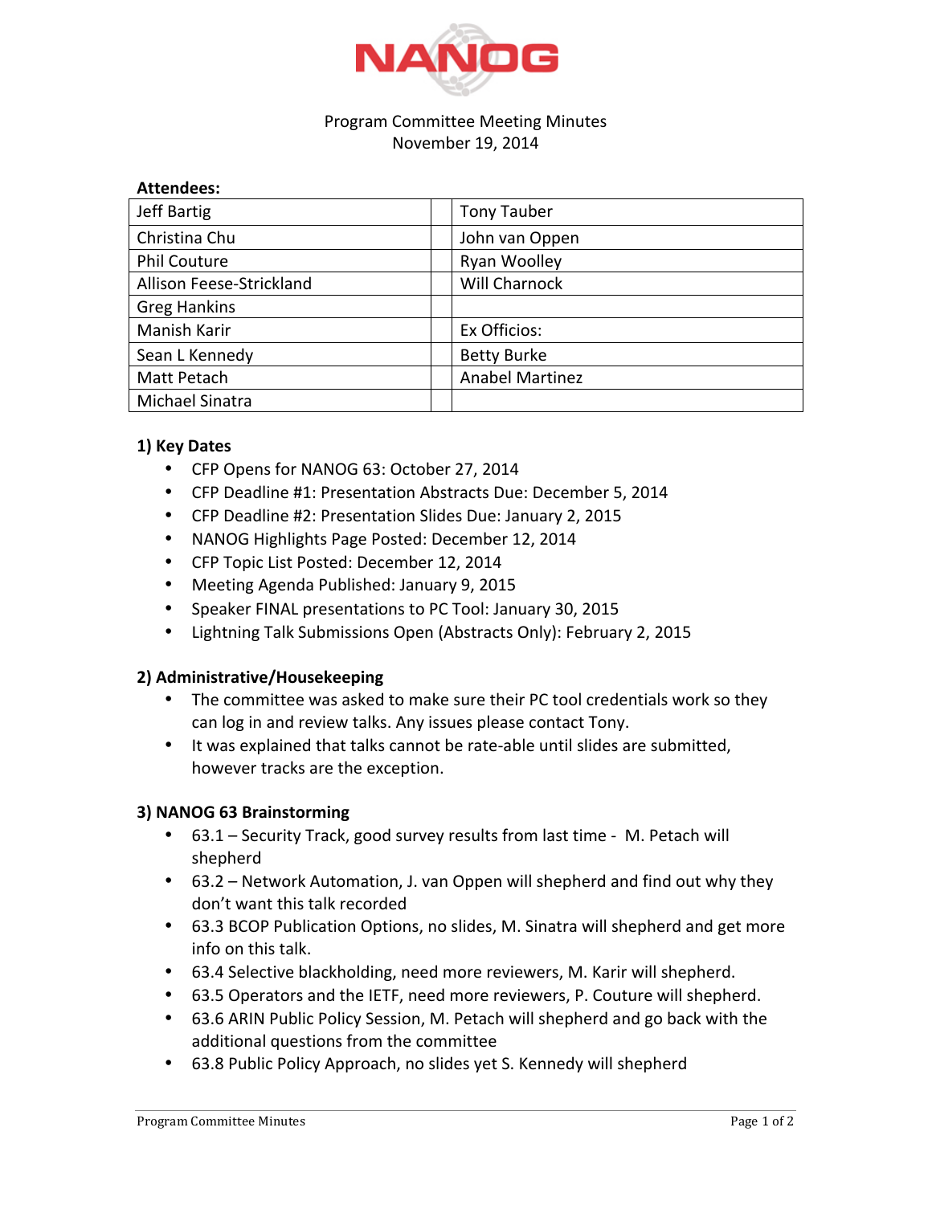NANOG

Program Committee Meeting Minutes
November 19, 2014

**Attendees:**

| | | |
|---|---|---|
| Jeff Bartig | | Tony Tauber |
| Christina Chu | | John van Oppen |
| Phil Couture | | Ryan Woolley |
| Allison Feese-Strickland | | Will Charnock |
| Greg Hankins | | |
| Manish Karir | | Ex Officios: |
| Sean L Kennedy | | Betty Burke |
| Matt Petach | | Anabel Martinez |
| Michael Sinatra | | |

**1) Key Dates**

- CFP Opens for NANOG 63: October 27, 2014
- CFP Deadline #1: Presentation Abstracts Due: December 5, 2014
- CFP Deadline #2: Presentation Slides Due: January 2, 2015
- NANOG Highlights Page Posted: December 12, 2014
- CFP Topic List Posted: December 12, 2014
- Meeting Agenda Published: January 9, 2015
- Speaker FINAL presentations to PC Tool: January 30, 2015
- Lightning Talk Submissions Open (Abstracts Only): February 2, 2015

**2) Administrative/Housekeeping**

- The committee was asked to make sure their PC tool credentials work so they can log in and review talks. Any issues please contact Tony.
- It was explained that talks cannot be rate-able until slides are submitted, however tracks are the exception.

**3) NANOG 63 Brainstorming**

- 63.1 – Security Track, good survey results from last time - M. Petach will shepherd
- 63.2 – Network Automation, J. van Oppen will shepherd and find out why they don't want this talk recorded
- 63.3 BCOP Publication Options, no slides, M. Sinatra will shepherd and get more info on this talk.
- 63.4 Selective blackholding, need more reviewers, M. Karir will shepherd.
- 63.5 Operators and the IETF, need more reviewers, P. Couture will shepherd.
- 63.6 ARIN Public Policy Session, M. Petach will shepherd and go back with the additional questions from the committee
- 63.8 Public Policy Approach, no slides yet S. Kennedy will shepherd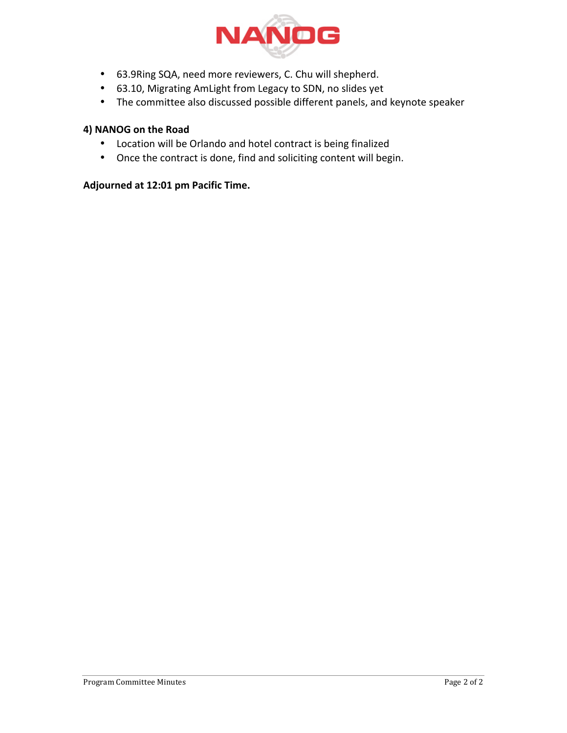- 63.9Ring SQA, need more reviewers, C. Chu will shepherd.
- 63.10, Migrating AmLight from Legacy to SDN, no slides yet
- The committee also discussed possible different panels, and keynote speaker

**4) NANOG on the Road**

- Location will be Orlando and hotel contract is being finalized
- Once the contract is done, find and soliciting content will begin.

**Adjourned at 12:01 pm Pacific Time.**